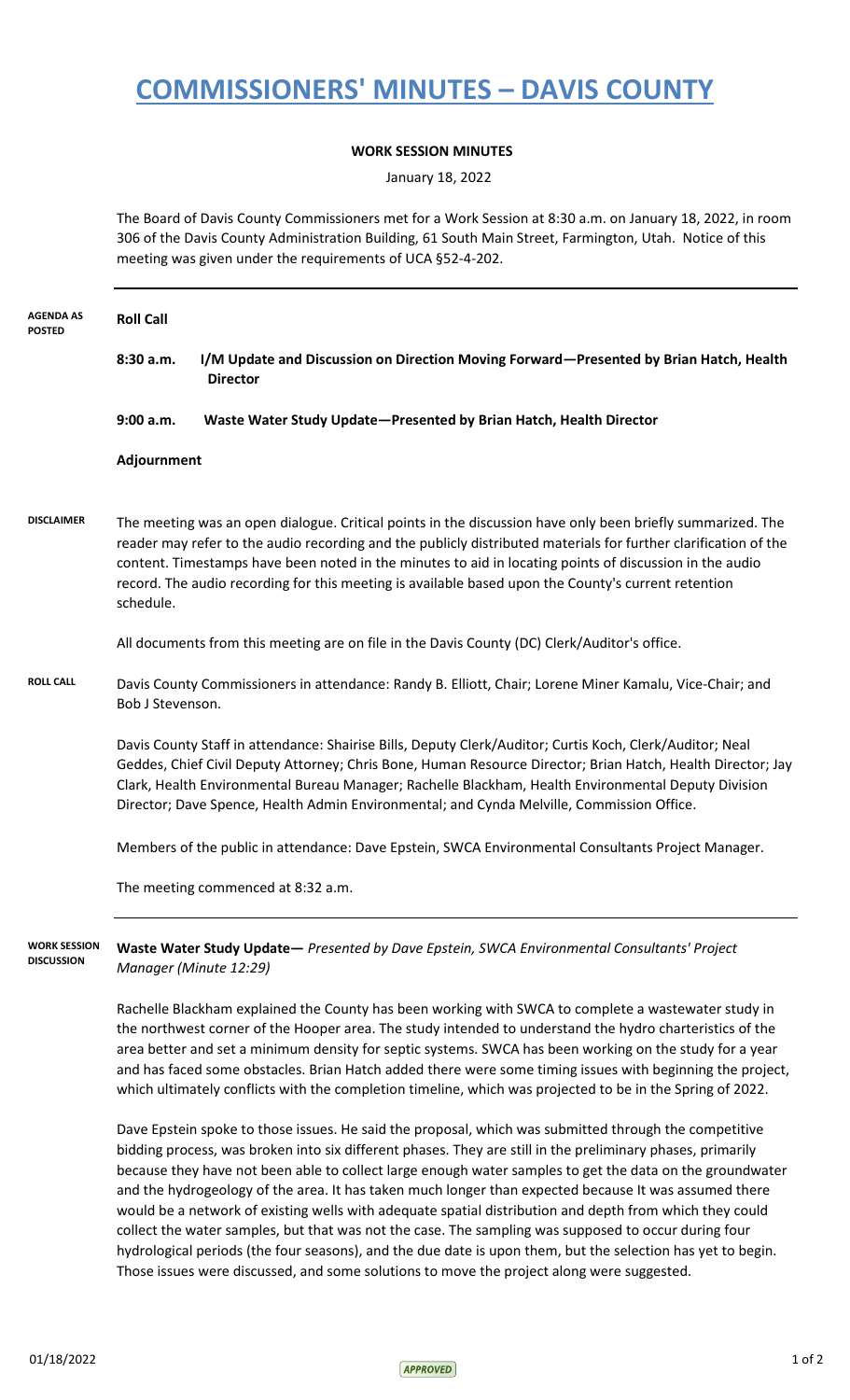# COMMISSIONERS' MINUTES – DAVIS COUNTY

**WORK SESSION MINUTES**

January 18, 2022

The Board of Davis County Commissioners met for a Work Session at 8:30 a.m. on January 18, 2022, in room 306 of the Davis County Administration Building, 61 South Main Street, Farmington, Utah. Notice of this meeting was given under the requirements of UCA §52-4-202.

---

**AGENDA AS POSTED**

**Roll Call**

**8:30 a.m.** **I/M Update and Discussion on Direction Moving Forward—Presented by Brian Hatch, Health Director**

**9:00 a.m.** **Waste Water Study Update—Presented by Brian Hatch, Health Director**

**Adjournment**

**DISCLAIMER**

The meeting was an open dialogue. Critical points in the discussion have only been briefly summarized. The reader may refer to the audio recording and the publicly distributed materials for further clarification of the content. Timestamps have been noted in the minutes to aid in locating points of discussion in the audio record. The audio recording for this meeting is available based upon the County's current retention schedule.

All documents from this meeting are on file in the Davis County (DC) Clerk/Auditor's office.

**ROLL CALL**

Davis County Commissioners in attendance: Randy B. Elliott, Chair; Lorene Miner Kamalu, Vice-Chair; and Bob J Stevenson.

Davis County Staff in attendance: Shairise Bills, Deputy Clerk/Auditor; Curtis Koch, Clerk/Auditor; Neal Geddes, Chief Civil Deputy Attorney; Chris Bone, Human Resource Director; Brian Hatch, Health Director; Jay Clark, Health Environmental Bureau Manager; Rachelle Blackham, Health Environmental Deputy Division Director; Dave Spence, Health Admin Environmental; and Cynda Melville, Commission Office.

Members of the public in attendance: Dave Epstein, SWCA Environmental Consultants Project Manager.

The meeting commenced at 8:32 a.m.

---

**WORK SESSION DISCUSSION**

**Waste Water Study Update—** *Presented by Dave Epstein, SWCA Environmental Consultants' Project Manager (Minute 12:29)*

Rachelle Blackham explained the County has been working with SWCA to complete a wastewater study in the northwest corner of the Hooper area. The study intended to understand the hydro charteristics of the area better and set a minimum density for septic systems. SWCA has been working on the study for a year and has faced some obstacles. Brian Hatch added there were some timing issues with beginning the project, which ultimately conflicts with the completion timeline, which was projected to be in the Spring of 2022.

Dave Epstein spoke to those issues. He said the proposal, which was submitted through the competitive bidding process, was broken into six different phases. They are still in the preliminary phases, primarily because they have not been able to collect large enough water samples to get the data on the groundwater and the hydrogeology of the area. It has taken much longer than expected because It was assumed there would be a network of existing wells with adequate spatial distribution and depth from which they could collect the water samples, but that was not the case. The sampling was supposed to occur during four hydrological periods (the four seasons), and the due date is upon them, but the selection has yet to begin. Those issues were discussed, and some solutions to move the project along were suggested.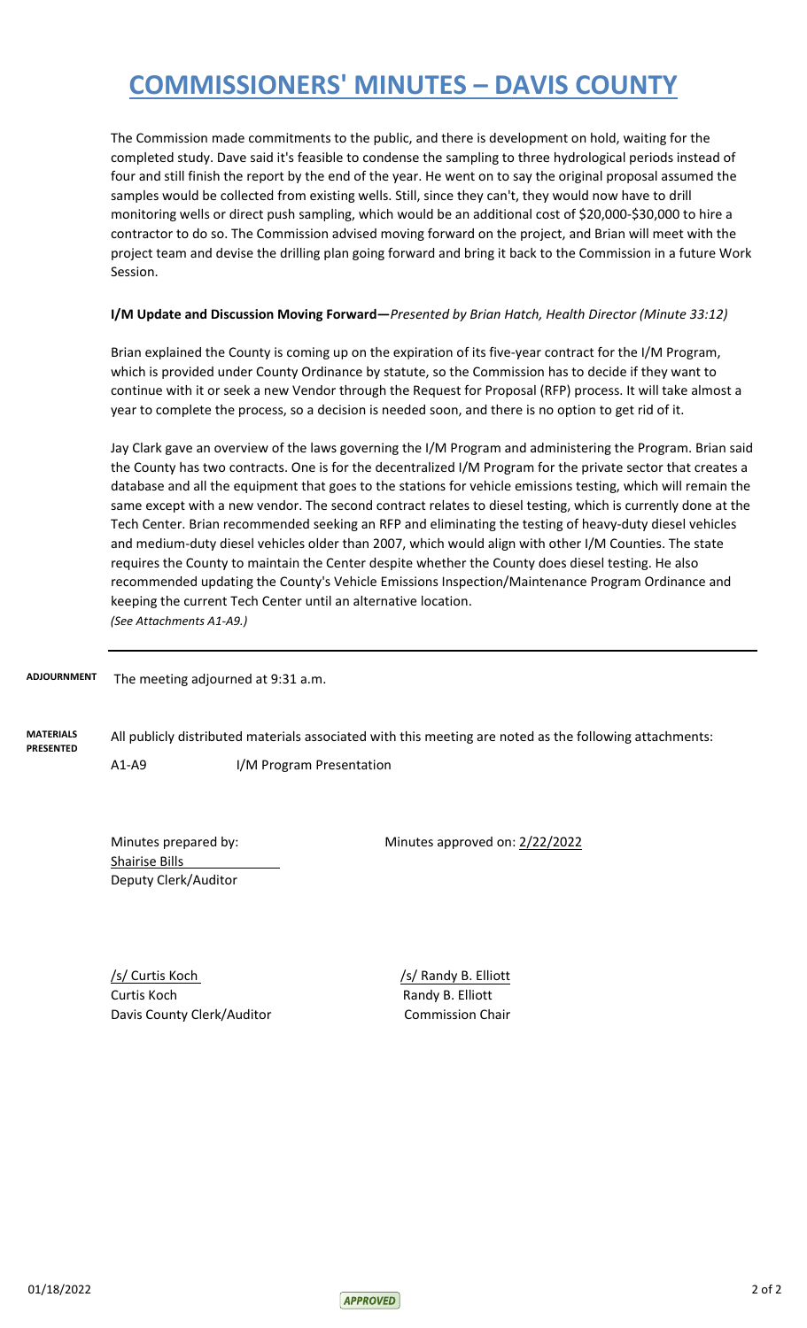# COMMISSIONERS' MINUTES – DAVIS COUNTY

The Commission made commitments to the public, and there is development on hold, waiting for the completed study. Dave said it's feasible to condense the sampling to three hydrological periods instead of four and still finish the report by the end of the year. He went on to say the original proposal assumed the samples would be collected from existing wells. Still, since they can't, they would now have to drill monitoring wells or direct push sampling, which would be an additional cost of $20,000-$30,000 to hire a contractor to do so. The Commission advised moving forward on the project, and Brian will meet with the project team and devise the drilling plan going forward and bring it back to the Commission in a future Work Session.

**I/M Update and Discussion Moving Forward—***Presented by Brian Hatch, Health Director (Minute 33:12)*

Brian explained the County is coming up on the expiration of its five-year contract for the I/M Program, which is provided under County Ordinance by statute, so the Commission has to decide if they want to continue with it or seek a new Vendor through the Request for Proposal (RFP) process. It will take almost a year to complete the process, so a decision is needed soon, and there is no option to get rid of it.

Jay Clark gave an overview of the laws governing the I/M Program and administering the Program. Brian said the County has two contracts. One is for the decentralized I/M Program for the private sector that creates a database and all the equipment that goes to the stations for vehicle emissions testing, which will remain the same except with a new vendor. The second contract relates to diesel testing, which is currently done at the Tech Center. Brian recommended seeking an RFP and eliminating the testing of heavy-duty diesel vehicles and medium-duty diesel vehicles older than 2007, which would align with other I/M Counties. The state requires the County to maintain the Center despite whether the County does diesel testing. He also recommended updating the County's Vehicle Emissions Inspection/Maintenance Program Ordinance and keeping the current Tech Center until an alternative location.
*(See Attachments A1-A9.)*

**ADJOURNMENT** The meeting adjourned at 9:31 a.m.

**MATERIALS PRESENTED** All publicly distributed materials associated with this meeting are noted as the following attachments:

A1-A9 I/M Program Presentation

Minutes prepared by:
Shairise Bills
Deputy Clerk/Auditor

Minutes approved on: 2/22/2022

/s/ Curtis Koch
Curtis Koch
Davis County Clerk/Auditor

/s/ Randy B. Elliott
Randy B. Elliott
Commission Chair